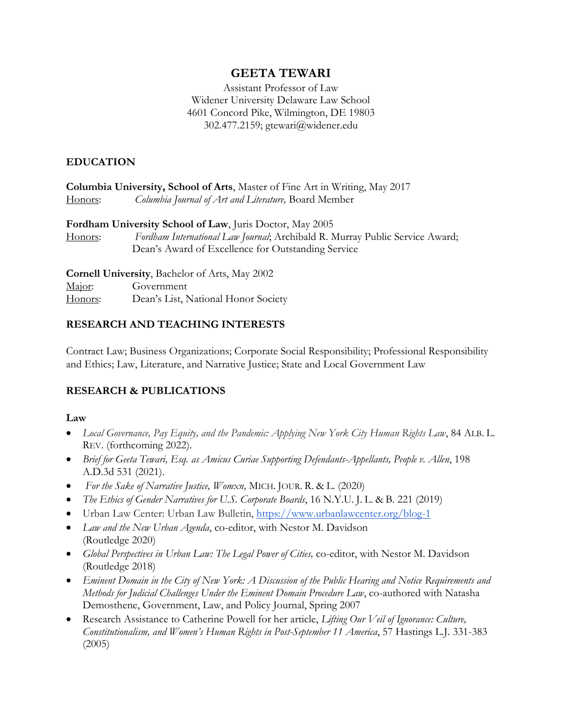# GEETA TEWARI

Assistant Professor of Law
Widener University Delaware Law School
4601 Concord Pike, Wilmington, DE 19803
302.477.2159; gtewari@widener.edu

## EDUCATION

**Columbia University, School of Arts**, Master of Fine Art in Writing, May 2017
Honors: *Columbia Journal of Art and Literature,* Board Member

**Fordham University School of Law**, Juris Doctor, May 2005
Honors: *Fordham International Law Journal*; Archibald R. Murray Public Service Award; Dean's Award of Excellence for Outstanding Service

**Cornell University**, Bachelor of Arts, May 2002
Major: Government
Honors: Dean's List, National Honor Society

## RESEARCH AND TEACHING INTERESTS

Contract Law; Business Organizations; Corporate Social Responsibility; Professional Responsibility and Ethics; Law, Literature, and Narrative Justice; State and Local Government Law

## RESEARCH & PUBLICATIONS

### Law

- *Local Governance, Pay Equity, and the Pandemic: Applying New York City Human Rights Law*, 84 ALB. L. REV. (forthcoming 2022).
- *Brief for Geeta Tewari, Esq. as Amicus Curiae Supporting Defendants-Appellants, People v. Allen*, 198 A.D.3d 531 (2021).
- *For the Sake of Narrative Justice, Womxn,* MICH. JOUR. R. & L. (2020)
- *The Ethics of Gender Narratives for U.S. Corporate Boards*, 16 N.Y.U. J. L. & B. 221 (2019)
- Urban Law Center: Urban Law Bulletin, https://www.urbanlawcenter.org/blog-1
- *Law and the New Urban Agenda*, co-editor, with Nestor M. Davidson (Routledge 2020)
- *Global Perspectives in Urban Law: The Legal Power of Cities,* co-editor, with Nestor M. Davidson (Routledge 2018)
- *Eminent Domain in the City of New York: A Discussion of the Public Hearing and Notice Requirements and Methods for Judicial Challenges Under the Eminent Domain Procedure Law*, co-authored with Natasha Demosthene, Government, Law, and Policy Journal, Spring 2007
- Research Assistance to Catherine Powell for her article, *Lifting Our Veil of Ignorance: Culture, Constitutionalism, and Women's Human Rights in Post-September 11 America*, 57 Hastings L.J. 331-383 (2005)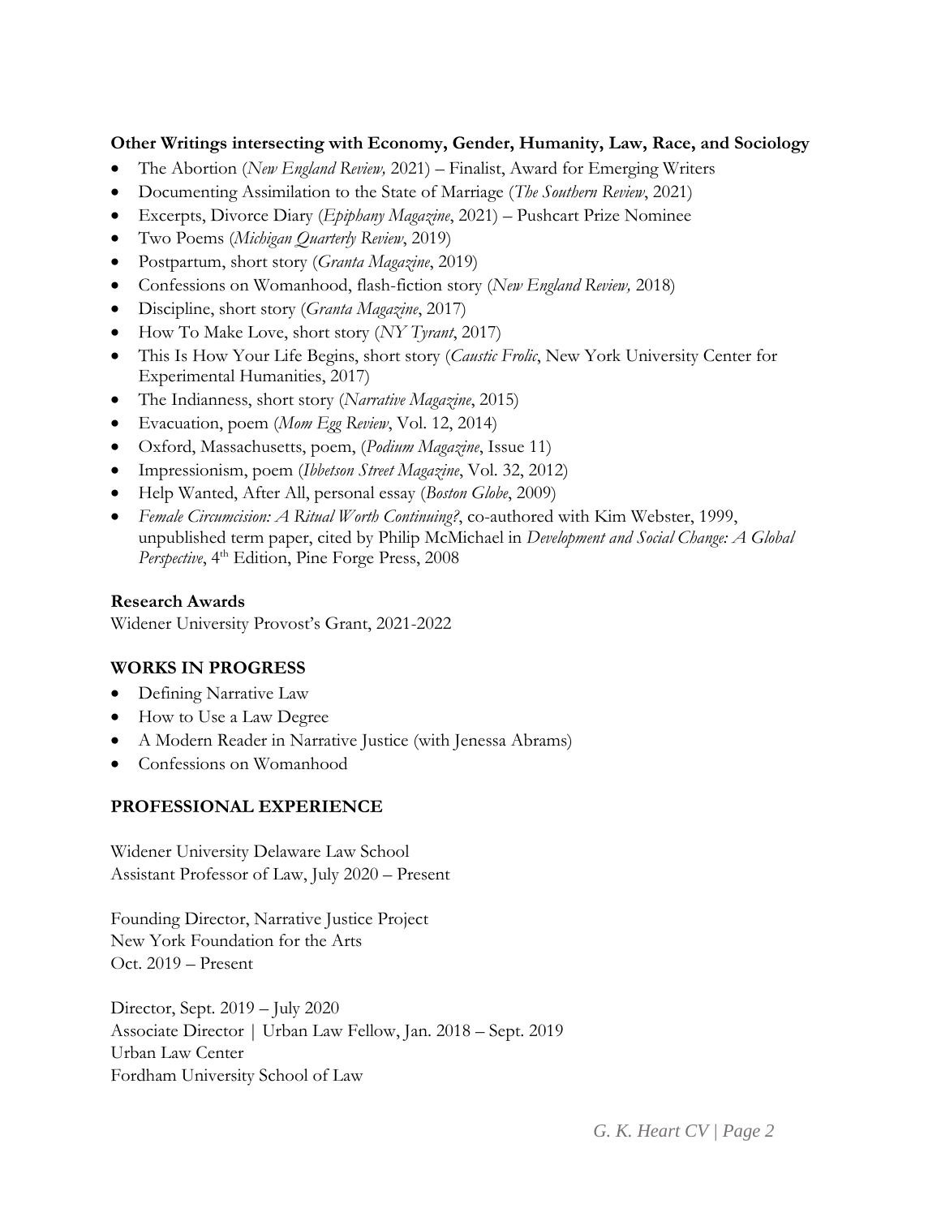**Other Writings intersecting with Economy, Gender, Humanity, Law, Race, and Sociology**

- The Abortion (*New England Review,* 2021) – Finalist, Award for Emerging Writers
- Documenting Assimilation to the State of Marriage (*The Southern Review*, 2021)
- Excerpts, Divorce Diary (*Epiphany Magazine*, 2021) – Pushcart Prize Nominee
- Two Poems (*Michigan Quarterly Review*, 2019)
- Postpartum, short story (*Granta Magazine*, 2019)
- Confessions on Womanhood, flash-fiction story (*New England Review,* 2018)
- Discipline, short story (*Granta Magazine*, 2017)
- How To Make Love, short story (*NY Tyrant*, 2017)
- This Is How Your Life Begins, short story (*Caustic Frolic*, New York University Center for Experimental Humanities, 2017)
- The Indianness, short story (*Narrative Magazine*, 2015)
- Evacuation, poem (*Mom Egg Review*, Vol. 12, 2014)
- Oxford, Massachusetts, poem, (*Podium Magazine*, Issue 11)
- Impressionism, poem (*Ibbetson Street Magazine*, Vol. 32, 2012)
- Help Wanted, After All, personal essay (*Boston Globe*, 2009)
- *Female Circumcision: A Ritual Worth Continuing?*, co-authored with Kim Webster, 1999, unpublished term paper, cited by Philip McMichael in *Development and Social Change: A Global Perspective*, 4th Edition, Pine Forge Press, 2008

**Research Awards**

Widener University Provost's Grant, 2021-2022

## WORKS IN PROGRESS

- Defining Narrative Law
- How to Use a Law Degree
- A Modern Reader in Narrative Justice (with Jenessa Abrams)
- Confessions on Womanhood

## PROFESSIONAL EXPERIENCE

Widener University Delaware Law School
Assistant Professor of Law, July 2020 – Present

Founding Director, Narrative Justice Project
New York Foundation for the Arts
Oct. 2019 – Present

Director, Sept. 2019 – July 2020
Associate Director | Urban Law Fellow, Jan. 2018 – Sept. 2019
Urban Law Center
Fordham University School of Law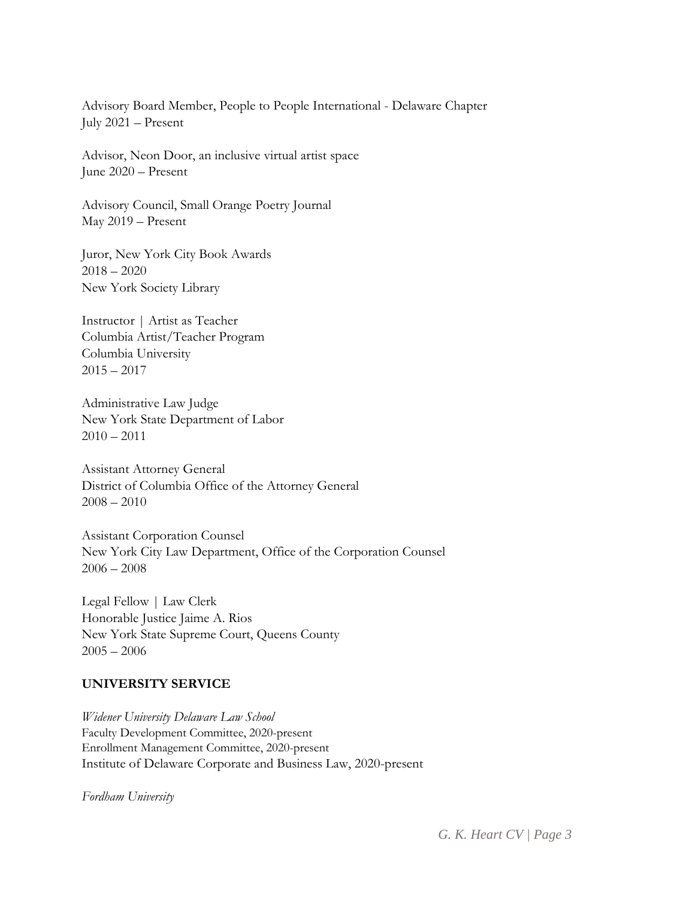Advisory Board Member, People to People International - Delaware Chapter
July 2021 – Present

Advisor, Neon Door, an inclusive virtual artist space
June 2020 – Present

Advisory Council, Small Orange Poetry Journal
May 2019 – Present

Juror, New York City Book Awards
2018 – 2020
New York Society Library

Instructor | Artist as Teacher
Columbia Artist/Teacher Program
Columbia University
2015 – 2017

Administrative Law Judge
New York State Department of Labor
2010 – 2011

Assistant Attorney General
District of Columbia Office of the Attorney General
2008 – 2010

Assistant Corporation Counsel
New York City Law Department, Office of the Corporation Counsel
2006 – 2008

Legal Fellow | Law Clerk
Honorable Justice Jaime A. Rios
New York State Supreme Court, Queens County
2005 – 2006

## UNIVERSITY SERVICE

*Widener University Delaware Law School*
Faculty Development Committee, 2020-present
Enrollment Management Committee, 2020-present
Institute of Delaware Corporate and Business Law, 2020-present

*Fordham University*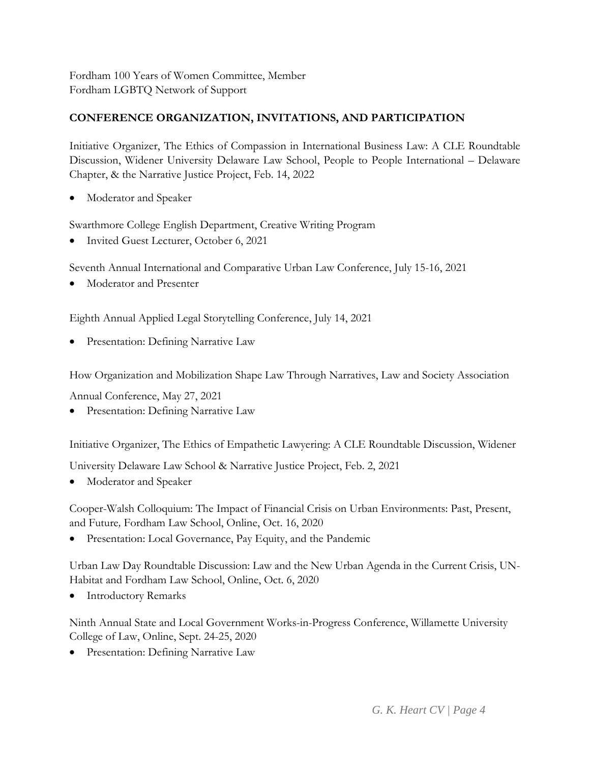Fordham 100 Years of Women Committee, Member
Fordham LGBTQ Network of Support

## CONFERENCE ORGANIZATION, INVITATIONS, AND PARTICIPATION

Initiative Organizer, The Ethics of Compassion in International Business Law: A CLE Roundtable Discussion, Widener University Delaware Law School, People to People International – Delaware Chapter, & the Narrative Justice Project, Feb. 14, 2022

- Moderator and Speaker

Swarthmore College English Department, Creative Writing Program

- Invited Guest Lecturer, October 6, 2021

Seventh Annual International and Comparative Urban Law Conference, July 15-16, 2021

- Moderator and Presenter

Eighth Annual Applied Legal Storytelling Conference, July 14, 2021

- Presentation: Defining Narrative Law

How Organization and Mobilization Shape Law Through Narratives, Law and Society Association Annual Conference, May 27, 2021

- Presentation: Defining Narrative Law

Initiative Organizer, The Ethics of Empathetic Lawyering: A CLE Roundtable Discussion, Widener University Delaware Law School & Narrative Justice Project, Feb. 2, 2021

- Moderator and Speaker

Cooper-Walsh Colloquium: The Impact of Financial Crisis on Urban Environments: Past, Present, and Future*,* Fordham Law School, Online, Oct. 16, 2020

- Presentation: Local Governance, Pay Equity, and the Pandemic

Urban Law Day Roundtable Discussion: Law and the New Urban Agenda in the Current Crisis, UN-Habitat and Fordham Law School, Online, Oct. 6, 2020

- Introductory Remarks

Ninth Annual State and Local Government Works-in-Progress Conference, Willamette University College of Law, Online, Sept. 24-25, 2020

- Presentation: Defining Narrative Law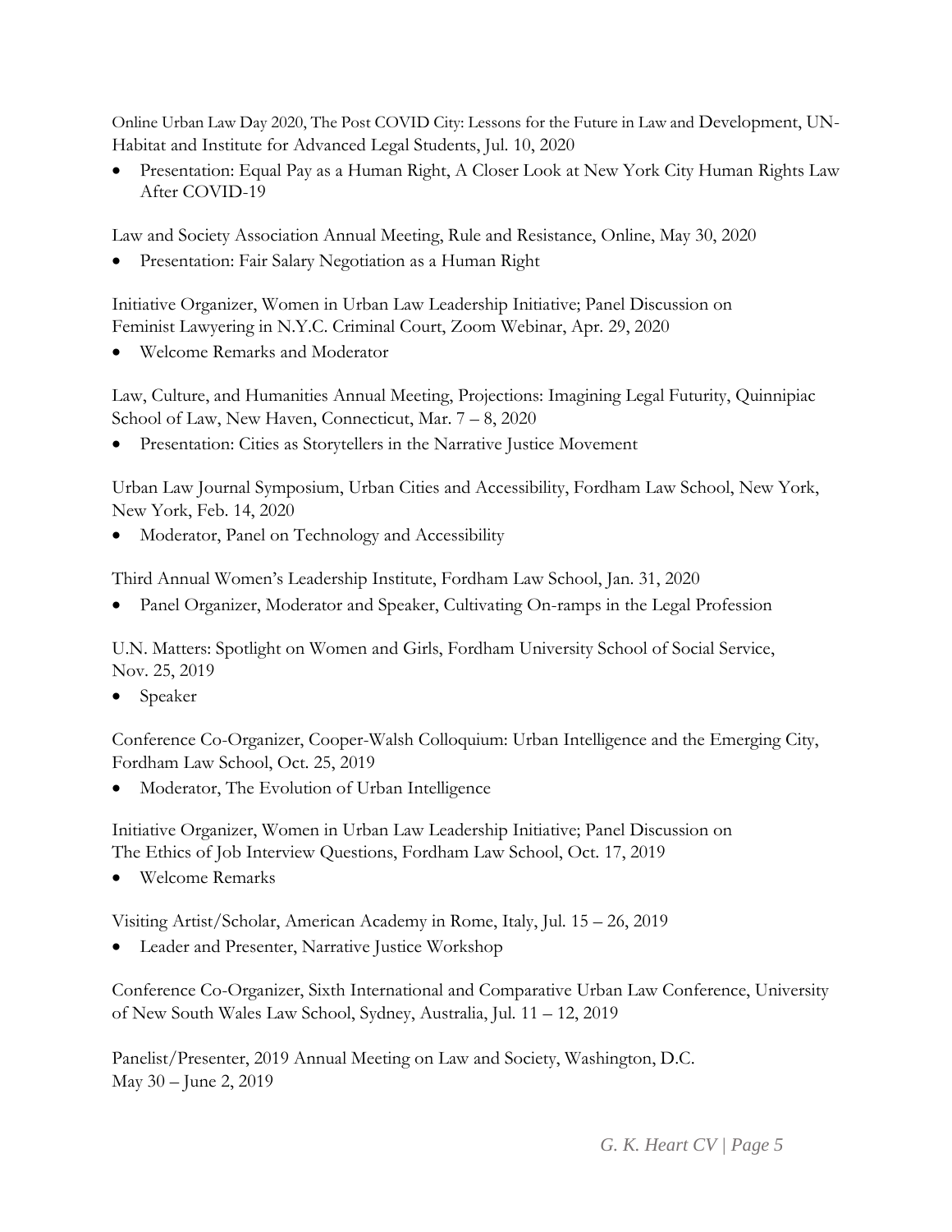Online Urban Law Day 2020, The Post COVID City: Lessons for the Future in Law and Development, UN-Habitat and Institute for Advanced Legal Students, Jul. 10, 2020

- Presentation: Equal Pay as a Human Right, A Closer Look at New York City Human Rights Law After COVID-19

Law and Society Association Annual Meeting, Rule and Resistance, Online, May 30, 2020

- Presentation: Fair Salary Negotiation as a Human Right

Initiative Organizer, Women in Urban Law Leadership Initiative; Panel Discussion on Feminist Lawyering in N.Y.C. Criminal Court, Zoom Webinar, Apr. 29, 2020

- Welcome Remarks and Moderator

Law, Culture, and Humanities Annual Meeting, Projections: Imagining Legal Futurity, Quinnipiac School of Law, New Haven, Connecticut, Mar. 7 – 8, 2020

- Presentation: Cities as Storytellers in the Narrative Justice Movement

Urban Law Journal Symposium, Urban Cities and Accessibility, Fordham Law School, New York, New York, Feb. 14, 2020

- Moderator, Panel on Technology and Accessibility

Third Annual Women's Leadership Institute, Fordham Law School, Jan. 31, 2020

- Panel Organizer, Moderator and Speaker, Cultivating On-ramps in the Legal Profession

U.N. Matters: Spotlight on Women and Girls, Fordham University School of Social Service, Nov. 25, 2019

- Speaker

Conference Co-Organizer, Cooper-Walsh Colloquium: Urban Intelligence and the Emerging City, Fordham Law School, Oct. 25, 2019

- Moderator, The Evolution of Urban Intelligence

Initiative Organizer, Women in Urban Law Leadership Initiative; Panel Discussion on The Ethics of Job Interview Questions, Fordham Law School, Oct. 17, 2019

- Welcome Remarks

Visiting Artist/Scholar, American Academy in Rome, Italy, Jul. 15 – 26, 2019

- Leader and Presenter, Narrative Justice Workshop

Conference Co-Organizer, Sixth International and Comparative Urban Law Conference, University of New South Wales Law School, Sydney, Australia, Jul. 11 – 12, 2019

Panelist/Presenter, 2019 Annual Meeting on Law and Society, Washington, D.C. May 30 – June 2, 2019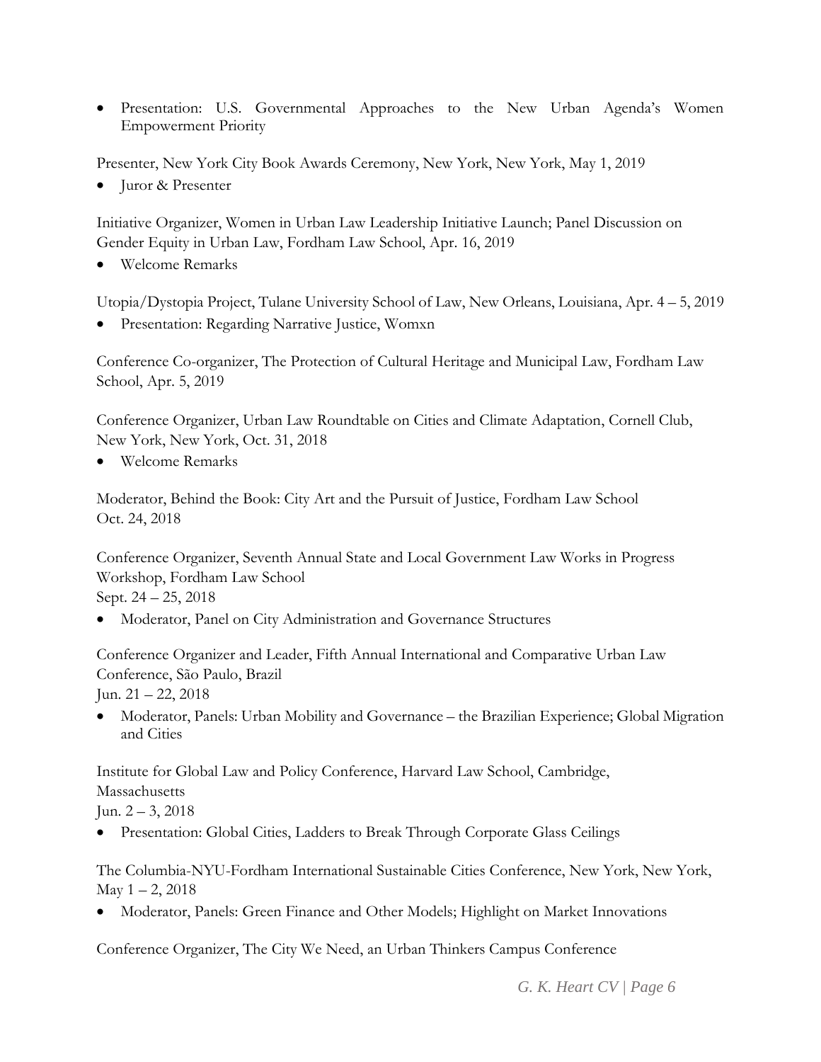- Presentation: U.S. Governmental Approaches to the New Urban Agenda's Women Empowerment Priority

Presenter, New York City Book Awards Ceremony, New York, New York, May 1, 2019

- Juror & Presenter

Initiative Organizer, Women in Urban Law Leadership Initiative Launch; Panel Discussion on Gender Equity in Urban Law, Fordham Law School, Apr. 16, 2019

- Welcome Remarks

Utopia/Dystopia Project, Tulane University School of Law, New Orleans, Louisiana, Apr. 4 – 5, 2019

- Presentation: Regarding Narrative Justice, Womxn

Conference Co-organizer, The Protection of Cultural Heritage and Municipal Law, Fordham Law School, Apr. 5, 2019

Conference Organizer, Urban Law Roundtable on Cities and Climate Adaptation, Cornell Club, New York, New York, Oct. 31, 2018

- Welcome Remarks

Moderator, Behind the Book: City Art and the Pursuit of Justice, Fordham Law School
Oct. 24, 2018

Conference Organizer, Seventh Annual State and Local Government Law Works in Progress Workshop, Fordham Law School
Sept. 24 – 25, 2018

- Moderator, Panel on City Administration and Governance Structures

Conference Organizer and Leader, Fifth Annual International and Comparative Urban Law Conference, São Paulo, Brazil
Jun. 21 – 22, 2018

- Moderator, Panels: Urban Mobility and Governance – the Brazilian Experience; Global Migration and Cities

Institute for Global Law and Policy Conference, Harvard Law School, Cambridge, Massachusetts
Jun. 2 – 3, 2018

- Presentation: Global Cities, Ladders to Break Through Corporate Glass Ceilings

The Columbia-NYU-Fordham International Sustainable Cities Conference, New York, New York, May 1 – 2, 2018

- Moderator, Panels: Green Finance and Other Models; Highlight on Market Innovations

Conference Organizer, The City We Need, an Urban Thinkers Campus Conference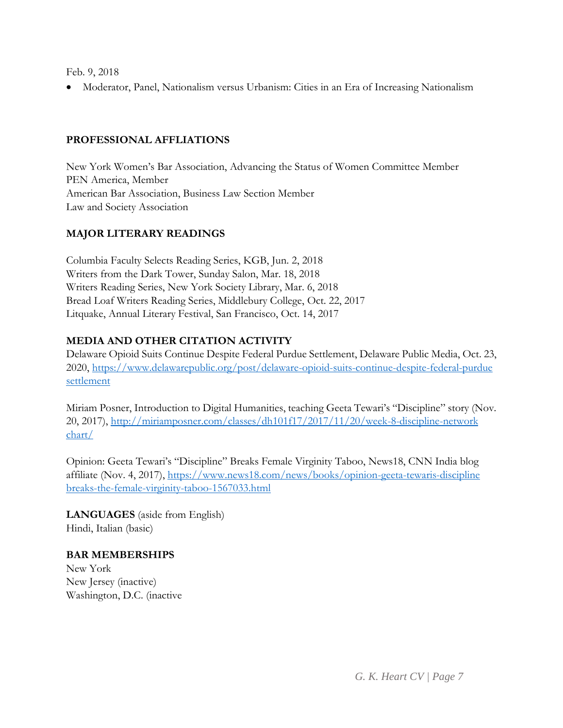Feb. 9, 2018

- Moderator, Panel, Nationalism versus Urbanism: Cities in an Era of Increasing Nationalism

## PROFESSIONAL AFFLIATIONS

New York Women's Bar Association, Advancing the Status of Women Committee Member
PEN America, Member
American Bar Association, Business Law Section Member
Law and Society Association

## MAJOR LITERARY READINGS

Columbia Faculty Selects Reading Series, KGB, Jun. 2, 2018
Writers from the Dark Tower, Sunday Salon, Mar. 18, 2018
Writers Reading Series, New York Society Library, Mar. 6, 2018
Bread Loaf Writers Reading Series, Middlebury College, Oct. 22, 2017
Litquake, Annual Literary Festival, San Francisco, Oct. 14, 2017

## MEDIA AND OTHER CITATION ACTIVITY

Delaware Opioid Suits Continue Despite Federal Purdue Settlement, Delaware Public Media, Oct. 23, 2020, https://www.delawarepublic.org/post/delaware-opioid-suits-continue-despite-federal-purdue settlement

Miriam Posner, Introduction to Digital Humanities, teaching Geeta Tewari's "Discipline" story (Nov. 20, 2017), http://miriamposner.com/classes/dh101f17/2017/11/20/week-8-discipline-network chart/

Opinion: Geeta Tewari's "Discipline" Breaks Female Virginity Taboo, News18, CNN India blog affiliate (Nov. 4, 2017), https://www.news18.com/news/books/opinion-geeta-tewaris-discipline breaks-the-female-virginity-taboo-1567033.html

**LANGUAGES** (aside from English)
Hindi, Italian (basic)

## BAR MEMBERSHIPS

New York
New Jersey (inactive)
Washington, D.C. (inactive